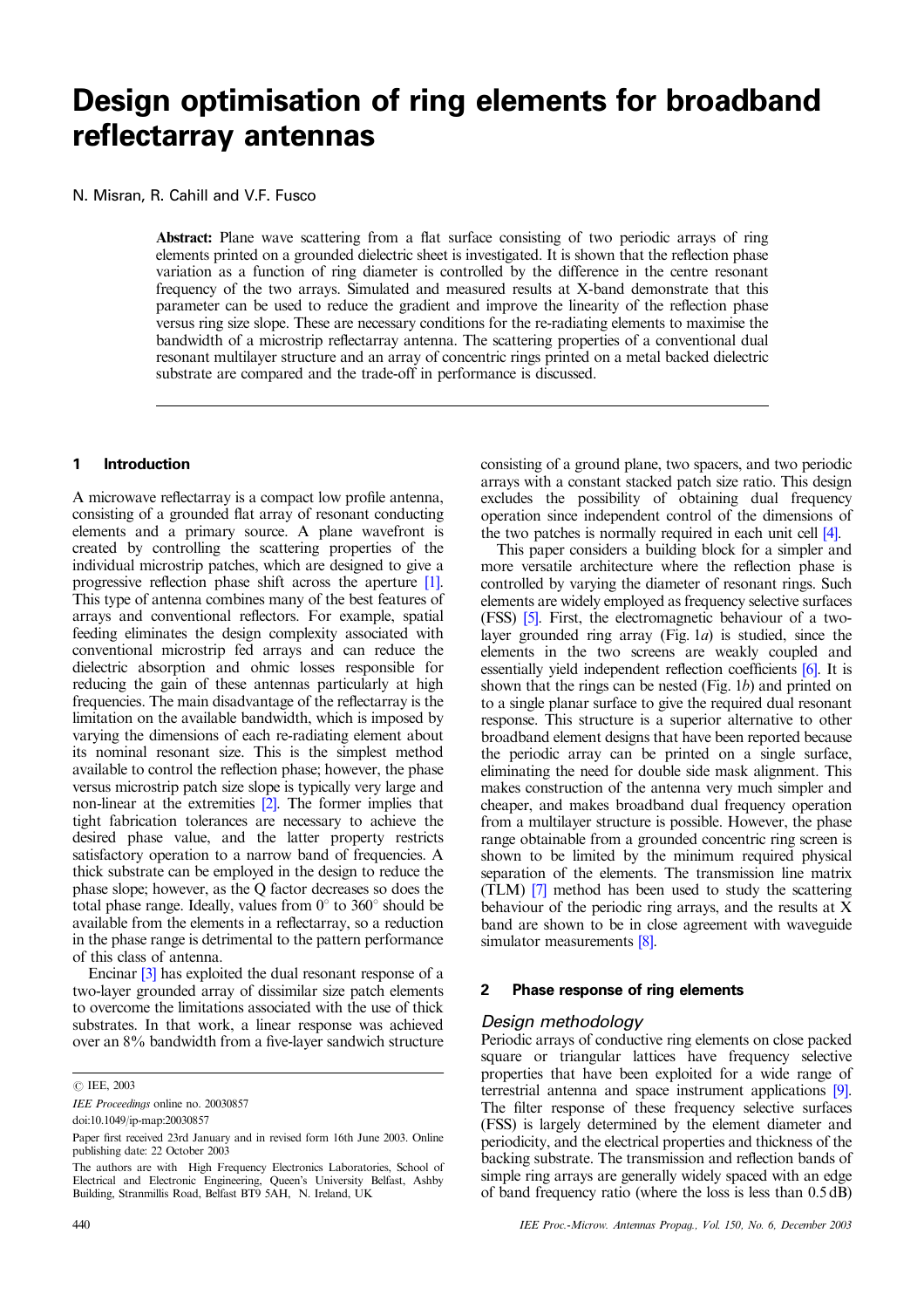# Design optimisation of ring elements for broadband reflectarray antennas

N. Misran, R. Cahill and V.F. Fusco

**Abstract:** Plane wave scattering from a flat surface consisting of two periodic arrays of ring elements printed on a grounded dielectric sheet is investigated. It is shown that the reflection phase variation as a function of ring diameter is controlled by the difference in the centre resonant frequency of the two arrays. Simulated and measured results at X-band demonstrate that this parameter can be used to reduce the gradient and improve the linearity of the reflection phase versus ring size slope. These are necessary conditions for the re-radiating elements to maximise the bandwidth of a microstrip reflectarray antenna. The scattering properties of a conventional dual resonant multilayer structure and an array of concentric rings printed on a metal backed dielectric substrate are compared and the trade-off in performance is discussed.

## 1 Introduction

A microwave reflectarray is a compact low profile antenna, consisting of a grounded flat array of resonant conducting elements and a primary source. A plane wavefront is created by controlling the scattering properties of the individual microstrip patches, which are designed to give a progressive reflection phase shift across the aperture [1]. This type of antenna combines many of the best features of arrays and conventional reflectors. For example, spatial feeding eliminates the design complexity associated with conventional microstrip fed arrays and can reduce the dielectric absorption and ohmic losses responsible for reducing the gain of these antennas particularly at high frequencies. The main disadvantage of the reflectarray is the limitation on the available bandwidth, which is imposed by varying the dimensions of each re-radiating element about its nominal resonant size. This is the simplest method available to control the reflection phase; however, the phase versus microstrip patch size slope is typically very large and non-linear at the extremities [2]. The former implies that tight fabrication tolerances are necessary to achieve the desired phase value, and the latter property restricts satisfactory operation to a narrow band of frequencies. A thick substrate can be employed in the design to reduce the phase slope; however, as the Q factor decreases so does the total phase range. Ideally, values from 0° to 360° should be available from the elements in a reflectarray, so a reduction in the phase range is detrimental to the pattern performance of this class of antenna.

Encinar [3] has exploited the dual resonant response of a two-layer grounded array of dissimilar size patch elements to overcome the limitations associated with the use of thick substrates. In that work, a linear response was achieved over an 8% bandwidth from a five-layer sandwich structure consisting of a ground plane, two spacers, and two periodic arrays with a constant stacked patch size ratio. This design excludes the possibility of obtaining dual frequency operation since independent control of the dimensions of the two patches is normally required in each unit cell [4].

This paper considers a building block for a simpler and more versatile architecture where the reflection phase is controlled by varying the diameter of resonant rings. Such elements are widely employed as frequency selective surfaces (FSS) [5]. First, the electromagnetic behaviour of a two-layer grounded ring array (Fig. 1*a*) is studied, since the elements in the two screens are weakly coupled and essentially yield independent reflection coefficients [6]. It is shown that the rings can be nested (Fig. 1*b*) and printed on to a single planar surface to give the required dual resonant response. This structure is a superior alternative to other broadband element designs that have been reported because the periodic array can be printed on a single surface, eliminating the need for double side mask alignment. This makes construction of the antenna very much simpler and cheaper, and makes broadband dual frequency operation from a multilayer structure is possible. However, the phase range obtainable from a grounded concentric ring screen is shown to be limited by the minimum required physical separation of the elements. The transmission line matrix (TLM) [7] method has been used to study the scattering behaviour of the periodic ring arrays, and the results at X band are shown to be in close agreement with waveguide simulator measurements [8].

## 2 Phase response of ring elements

### *Design methodology*

Periodic arrays of conductive ring elements on close packed square or triangular lattices have frequency selective properties that have been exploited for a wide range of terrestrial antenna and space instrument applications [9]. The filter response of these frequency selective surfaces (FSS) is largely determined by the element diameter and periodicity, and the electrical properties and thickness of the backing substrate. The transmission and reflection bands of simple ring arrays are generally widely spaced with an edge of band frequency ratio (where the loss is less than 0.5 dB)

---

© IEE, 2003

*IEE Proceedings* online no. 20030857

doi:10.1049/ip-map:20030857

Paper first received 23rd January and in revised form 16th June 2003. Online publishing date: 22 October 2003

The authors are with High Frequency Electronics Laboratories, School of Electrical and Electronic Engineering, Queen's University Belfast, Ashby Building, Stranmillis Road, Belfast BT9 5AH, N. Ireland, UK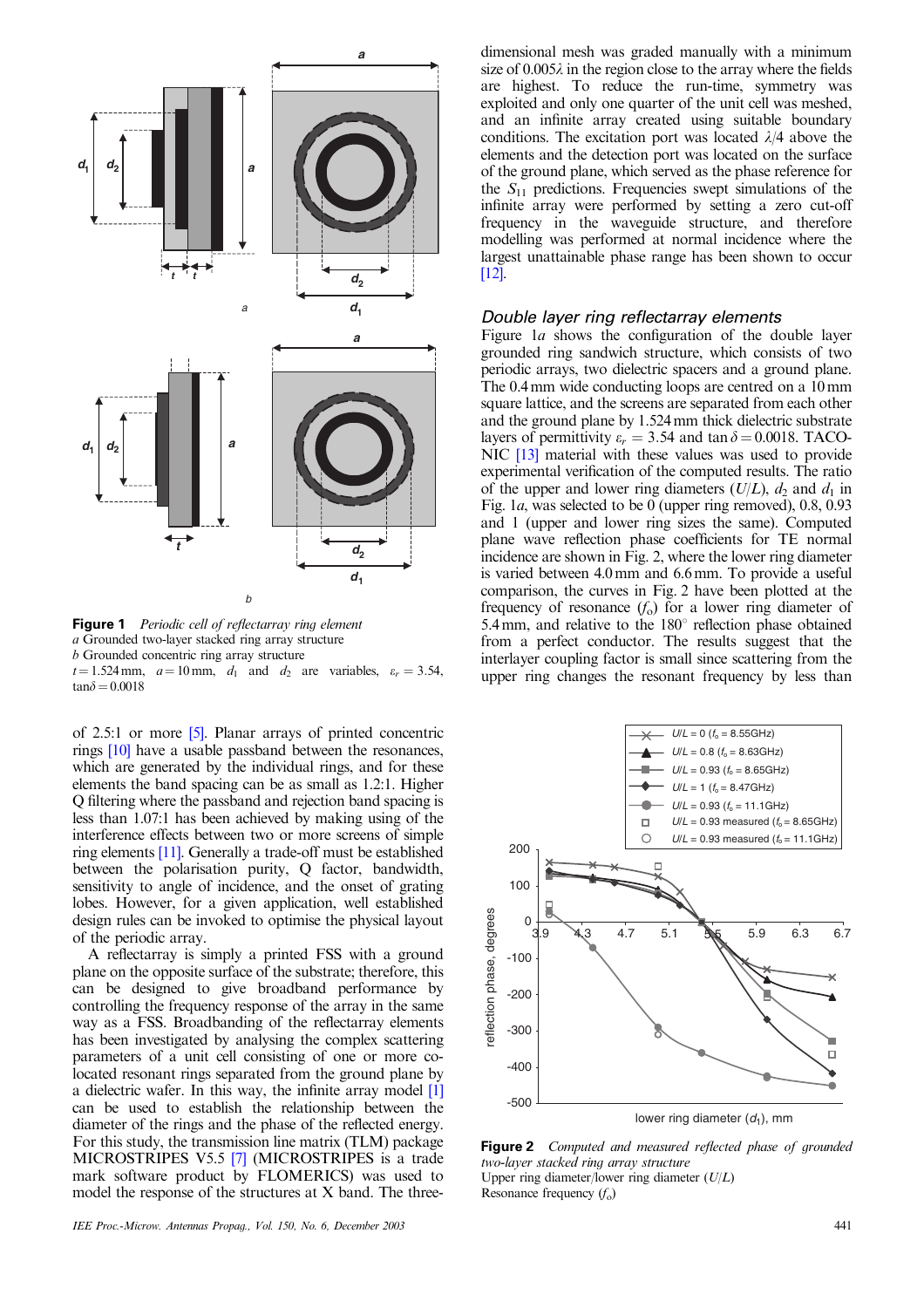**Figure 1** *Periodic cell of reflectarray ring element*
*a* Grounded two-layer stacked ring array structure
*b* Grounded concentric ring array structure
$t = 1.524$ mm, $a = 10$ mm, $d_1$ and $d_2$ are variables, $\varepsilon_r = 3.54$, $\tan\delta = 0.0018$

of 2.5:1 or more [5]. Planar arrays of printed concentric rings [10] have a usable passband between the resonances, which are generated by the individual rings, and for these elements the band spacing can be as small as 1.2:1. Higher Q filtering where the passband and rejection band spacing is less than 1.07:1 has been achieved by making using of the interference effects between two or more screens of simple ring elements [11]. Generally a trade-off must be established between the polarisation purity, Q factor, bandwidth, sensitivity to angle of incidence, and the onset of grating lobes. However, for a given application, well established design rules can be invoked to optimise the physical layout of the periodic array.

A reflectarray is simply a printed FSS with a ground plane on the opposite surface of the substrate; therefore, this can be designed to give broadband performance by controlling the frequency response of the array in the same way as a FSS. Broadbanding of the reflectarray elements has been investigated by analysing the complex scattering parameters of a unit cell consisting of one or more co-located resonant rings separated from the ground plane by a dielectric wafer. In this way, the infinite array model [1] can be used to establish the relationship between the diameter of the rings and the phase of the reflected energy. For this study, the transmission line matrix (TLM) package MICROSTRIPES V5.5 [7] (MICROSTRIPES is a trade mark software product by FLOMERICS) was used to model the response of the structures at X band. The three-dimensional mesh was graded manually with a minimum size of $0.005\lambda$ in the region close to the array where the fields are highest. To reduce the run-time, symmetry was exploited and only one quarter of the unit cell was meshed, and an infinite array created using suitable boundary conditions. The excitation port was located $\lambda/4$ above the elements and the detection port was located on the surface of the ground plane, which served as the phase reference for the $S_{11}$ predictions. Frequencies swept simulations of the infinite array were performed by setting a zero cut-off frequency in the waveguide structure, and therefore modelling was performed at normal incidence where the largest unattainable phase range has been shown to occur [12].

## Double layer ring reflectarray elements

Figure 1*a* shows the configuration of the double layer grounded ring sandwich structure, which consists of two periodic arrays, two dielectric spacers and a ground plane. The 0.4 mm wide conducting loops are centred on a 10 mm square lattice, and the screens are separated from each other and the ground plane by 1.524 mm thick dielectric substrate layers of permittivity $\varepsilon_r = 3.54$ and $\tan\delta = 0.0018$. TACONIC [13] material with these values was used to provide experimental verification of the computed results. The ratio of the upper and lower ring diameters ($U/L$), $d_2$ and $d_1$ in Fig. 1*a*, was selected to be 0 (upper ring removed), 0.8, 0.93 and 1 (upper and lower ring sizes the same). Computed plane wave reflection phase coefficients for TE normal incidence are shown in Fig. 2, where the lower ring diameter is varied between 4.0 mm and 6.6 mm. To provide a useful comparison, the curves in Fig. 2 have been plotted at the frequency of resonance ($f_o$) for a lower ring diameter of 5.4 mm, and relative to the 180° reflection phase obtained from a perfect conductor. The results suggest that the interlayer coupling factor is small since scattering from the upper ring changes the resonant frequency by less than

**Figure 2** *Computed and measured reflected phase of grounded two-layer stacked ring array structure*
Upper ring diameter/lower ring diameter ($U/L$)
Resonance frequency ($f_o$)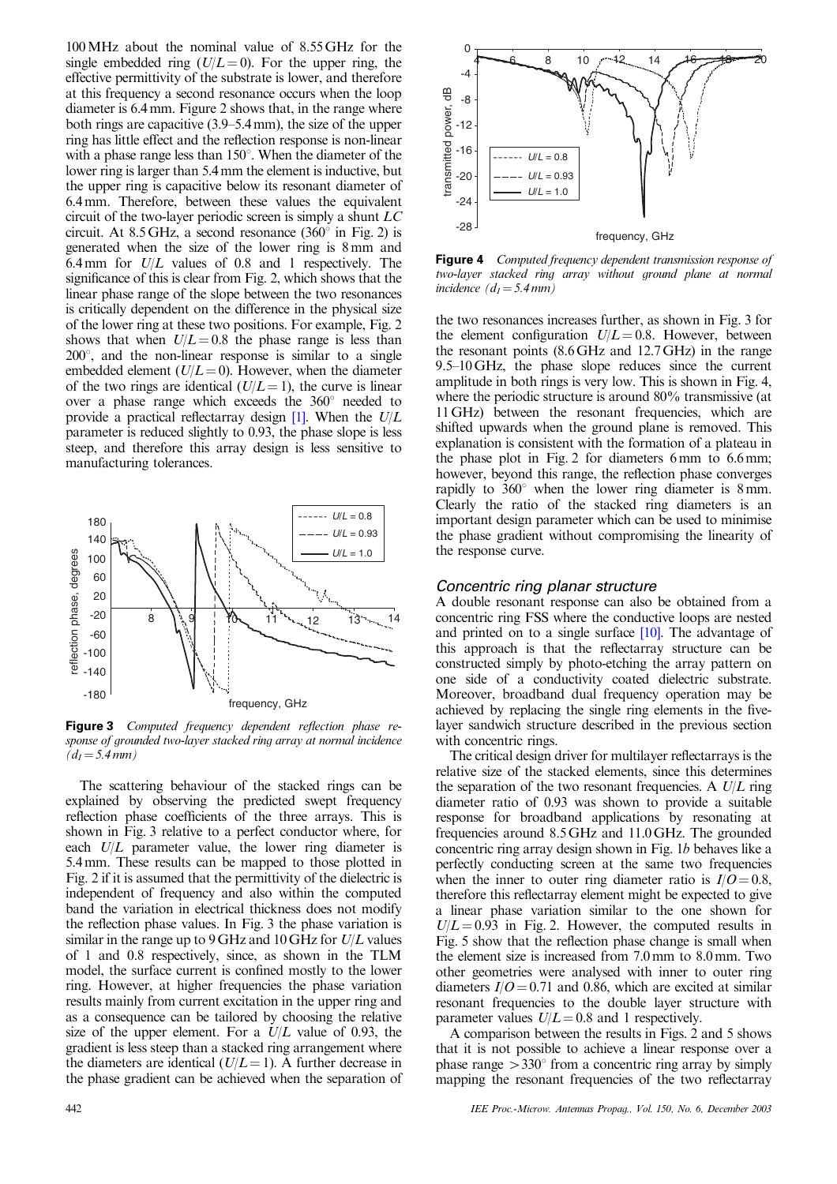100 MHz about the nominal value of 8.55 GHz for the single embedded ring ($U/L = 0$). For the upper ring, the effective permittivity of the substrate is lower, and therefore at this frequency a second resonance occurs when the loop diameter is 6.4 mm. Figure 2 shows that, in the range where both rings are capacitive (3.9–5.4 mm), the size of the upper ring has little effect and the reflection response is non-linear with a phase range less than 150°. When the diameter of the lower ring is larger than 5.4 mm the element is inductive, but the upper ring is capacitive below its resonant diameter of 6.4 mm. Therefore, between these values the equivalent circuit of the two-layer periodic screen is simply a shunt $LC$ circuit. At 8.5 GHz, a second resonance (360° in Fig. 2) is generated when the size of the lower ring is 8 mm and 6.4 mm for $U/L$ values of 0.8 and 1 respectively. The significance of this is clear from Fig. 2, which shows that the linear phase range of the slope between the two resonances is critically dependent on the difference in the physical size of the lower ring at these two positions. For example, Fig. 2 shows that when $U/L = 0.8$ the phase range is less than 200°, and the non-linear response is similar to a single embedded element ($U/L = 0$). However, when the diameter of the two rings are identical ($U/L = 1$), the curve is linear over a phase range which exceeds the 360° needed to provide a practical reflectarray design [1]. When the $U/L$ parameter is reduced slightly to 0.93, the phase slope is less steep, and therefore this array design is less sensitive to manufacturing tolerances.

**Figure 3** *Computed frequency dependent reflection phase response of grounded two-layer stacked ring array at normal incidence ($d_l = 5.4$ mm)*

The scattering behaviour of the stacked rings can be explained by observing the predicted swept frequency reflection phase coefficients of the three arrays. This is shown in Fig. 3 relative to a perfect conductor where, for each $U/L$ parameter value, the lower ring diameter is 5.4 mm. These results can be mapped to those plotted in Fig. 2 if it is assumed that the permittivity of the dielectric is independent of frequency and also within the computed band the variation in electrical thickness does not modify the reflection phase values. In Fig. 3 the phase variation is similar in the range up to 9 GHz and 10 GHz for $U/L$ values of 1 and 0.8 respectively, since, as shown in the TLM model, the surface current is confined mostly to the lower ring. However, at higher frequencies the phase variation results mainly from current excitation in the upper ring and as a consequence can be tailored by choosing the relative size of the upper element. For a $U/L$ value of 0.93, the gradient is less steep than a stacked ring arrangement where the diameters are identical ($U/L = 1$). A further decrease in the phase gradient can be achieved when the separation of the two resonances increases further, as shown in Fig. 3 for the element configuration $U/L = 0.8$. However, between the resonant points (8.6 GHz and 12.7 GHz) in the range 9.5–10 GHz, the phase slope reduces since the current amplitude in both rings is very low. This is shown in Fig. 4, where the periodic structure is around 80% transmissive (at 11 GHz) between the resonant frequencies, which are shifted upwards when the ground plane is removed. This explanation is consistent with the formation of a plateau in the phase plot in Fig. 2 for diameters 6 mm to 6.6 mm; however, beyond this range, the reflection phase converges rapidly to 360° when the lower ring diameter is 8 mm. Clearly the ratio of the stacked ring diameters is an important design parameter which can be used to minimise the phase gradient without compromising the linearity of the response curve.

**Figure 4** *Computed frequency dependent transmission response of two-layer stacked ring array without ground plane at normal incidence ($d_l = 5.4$ mm)*

### Concentric ring planar structure

A double resonant response can also be obtained from a concentric ring FSS where the conductive loops are nested and printed on to a single surface [10]. The advantage of this approach is that the reflectarray structure can be constructed simply by photo-etching the array pattern on one side of a conductivity coated dielectric substrate. Moreover, broadband dual frequency operation may be achieved by replacing the single ring elements in the five-layer sandwich structure described in the previous section with concentric rings.

The critical design driver for multilayer reflectarrays is the relative size of the stacked elements, since this determines the separation of the two resonant frequencies. A $U/L$ ring diameter ratio of 0.93 was shown to provide a suitable response for broadband applications by resonating at frequencies around 8.5 GHz and 11.0 GHz. The grounded concentric ring array design shown in Fig. 1*b* behaves like a perfectly conducting screen at the same two frequencies when the inner to outer ring diameter ratio is $I/O = 0.8$, therefore this reflectarray element might be expected to give a linear phase variation similar to the one shown for $U/L = 0.93$ in Fig. 2. However, the computed results in Fig. 5 show that the reflection phase change is small when the element size is increased from 7.0 mm to 8.0 mm. Two other geometries were analysed with inner to outer ring diameters $I/O = 0.71$ and 0.86, which are excited at similar resonant frequencies to the double layer structure with parameter values $U/L = 0.8$ and 1 respectively.

A comparison between the results in Figs. 2 and 5 shows that it is not possible to achieve a linear response over a phase range >330° from a concentric ring array by simply mapping the resonant frequencies of the two reflectarray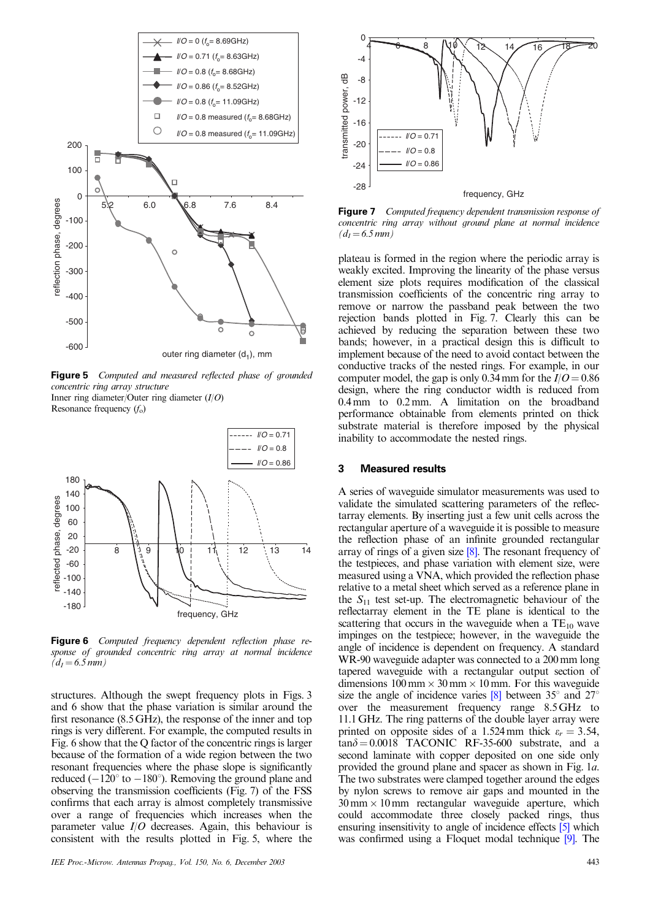**Figure 5** *Computed and measured reflected phase of grounded concentric ring array structure*
Inner ring diameter/Outer ring diameter ($I/O$)
Resonance frequency ($f_o$)

**Figure 6** *Computed frequency dependent reflection phase response of grounded concentric ring array at normal incidence ($d_I = 6.5$ mm)*

structures. Although the swept frequency plots in Figs. 3 and 6 show that the phase variation is similar around the first resonance (8.5 GHz), the response of the inner and top rings is very different. For example, the computed results in Fig. 6 show that the Q factor of the concentric rings is larger because of the formation of a wide region between the two resonant frequencies where the phase slope is significantly reduced ($-120°$ to $-180°$). Removing the ground plane and observing the transmission coefficients (Fig. 7) of the FSS confirms that each array is almost completely transmissive over a range of frequencies which increases when the parameter value $I/O$ decreases. Again, this behaviour is consistent with the results plotted in Fig. 5, where the plateau is formed in the region where the periodic array is weakly excited. Improving the linearity of the phase versus element size plots requires modification of the classical transmission coefficients of the concentric ring array to remove or narrow the passband peak between the two rejection bands plotted in Fig. 7. Clearly this can be achieved by reducing the separation between these two bands; however, in a practical design this is difficult to implement because of the need to avoid contact between the conductive tracks of the nested rings. For example, in our computer model, the gap is only 0.34 mm for the $I/O = 0.86$ design, where the ring conductor width is reduced from 0.4 mm to 0.2 mm. A limitation on the broadband performance obtainable from elements printed on thick substrate material is therefore imposed by the physical inability to accommodate the nested rings.

**Figure 7** *Computed frequency dependent transmission response of concentric ring array without ground plane at normal incidence ($d_I = 6.5$ mm)*

## 3 Measured results

A series of waveguide simulator measurements was used to validate the simulated scattering parameters of the reflectarray elements. By inserting just a few unit cells across the rectangular aperture of a waveguide it is possible to measure the reflection phase of an infinite grounded rectangular array of rings of a given size [8]. The resonant frequency of the testpieces, and phase variation with element size, were measured using a VNA, which provided the reflection phase relative to a metal sheet which served as a reference plane in the $S_{11}$ test set-up. The electromagnetic behaviour of the reflectarray element in the TE plane is identical to the scattering that occurs in the waveguide when a $TE_{10}$ wave impinges on the testpiece; however, in the waveguide the angle of incidence is dependent on frequency. A standard WR-90 waveguide adapter was connected to a 200 mm long tapered waveguide with a rectangular output section of dimensions 100 mm × 30 mm × 10 mm. For this waveguide size the angle of incidence varies [8] between 35° and 27° over the measurement frequency range 8.5 GHz to 11.1 GHz. The ring patterns of the double layer array were printed on opposite sides of a 1.524 mm thick $\varepsilon_r = 3.54$, $\tan\delta = 0.0018$ TACONIC RF-35-600 substrate, and a second laminate with copper deposited on one side only provided the ground plane and spacer as shown in Fig. 1*a*. The two substrates were clamped together around the edges by nylon screws to remove air gaps and mounted in the 30 mm × 10 mm rectangular waveguide aperture, which could accommodate three closely packed rings, thus ensuring insensitivity to angle of incidence effects [5] which was confirmed using a Floquet modal technique [9]. The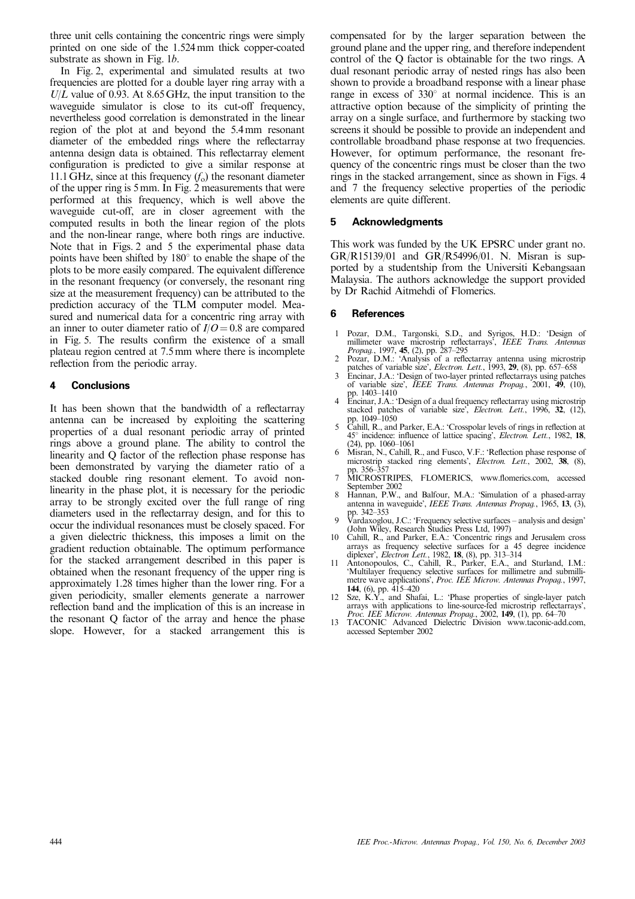three unit cells containing the concentric rings were simply printed on one side of the 1.524 mm thick copper-coated substrate as shown in Fig. 1*b*.

In Fig. 2, experimental and simulated results at two frequencies are plotted for a double layer ring array with a $U/L$ value of 0.93. At 8.65 GHz, the input transition to the waveguide simulator is close to its cut-off frequency, nevertheless good correlation is demonstrated in the linear region of the plot at and beyond the 5.4 mm resonant diameter of the embedded rings where the reflectarray antenna design data is obtained. This reflectarray element configuration is predicted to give a similar response at 11.1 GHz, since at this frequency ($f_o$) the resonant diameter of the upper ring is 5 mm. In Fig. 2 measurements that were performed at this frequency, which is well above the waveguide cut-off, are in closer agreement with the computed results in both the linear region of the plots and the non-linear range, where both rings are inductive. Note that in Figs. 2 and 5 the experimental phase data points have been shifted by 180° to enable the shape of the plots to be more easily compared. The equivalent difference in the resonant frequency (or conversely, the resonant ring size at the measurement frequency) can be attributed to the prediction accuracy of the TLM computer model. Measured and numerical data for a concentric ring array with an inner to outer diameter ratio of $I/O = 0.8$ are compared in Fig. 5. The results confirm the existence of a small plateau region centred at 7.5 mm where there is incomplete reflection from the periodic array.

## 4 Conclusions

It has been shown that the bandwidth of a reflectarray antenna can be increased by exploiting the scattering properties of a dual resonant periodic array of printed rings above a ground plane. The ability to control the linearity and Q factor of the reflection phase response has been demonstrated by varying the diameter ratio of a stacked double ring resonant element. To avoid non-linearity in the phase plot, it is necessary for the periodic array to be strongly excited over the full range of ring diameters used in the reflectarray design, and for this to occur the individual resonances must be closely spaced. For a given dielectric thickness, this imposes a limit on the gradient reduction obtainable. The optimum performance for the stacked arrangement described in this paper is obtained when the resonant frequency of the upper ring is approximately 1.28 times higher than the lower ring. For a given periodicity, smaller elements generate a narrower reflection band and the implication of this is an increase in the resonant Q factor of the array and hence the phase slope. However, for a stacked arrangement this is compensated for by the larger separation between the ground plane and the upper ring, and therefore independent control of the Q factor is obtainable for the two rings. A dual resonant periodic array of nested rings has also been shown to provide a broadband response with a linear phase range in excess of 330° at normal incidence. This is an attractive option because of the simplicity of printing the array on a single surface, and furthermore by stacking two screens it should be possible to provide an independent and controllable broadband phase response at two frequencies. However, for optimum performance, the resonant frequency of the concentric rings must be closer than the two rings in the stacked arrangement, since as shown in Figs. 4 and 7 the frequency selective properties of the periodic elements are quite different.

## 5 Acknowledgments

This work was funded by the UK EPSRC under grant no. GR/R15139/01 and GR/R54996/01. N. Misran is supported by a studentship from the Universiti Kebangsaan Malaysia. The authors acknowledge the support provided by Dr Rachid Aitmehdi of Flomerics.

## 6 References

1. Pozar, D.M., Targonski, S.D., and Syrigos, H.D.: 'Design of millimeter wave microstrip reflectarrays', *IEEE Trans. Antennas Propag.*, 1997, **45**, (2), pp. 287–295
2. Pozar, D.M.: 'Analysis of a reflectarray antenna using microstrip patches of variable size', *Electron. Lett.*, 1993, **29**, (8), pp. 657–658
3. Encinar, J.A.: 'Design of two-layer printed reflectarrays using patches of variable size', *IEEE Trans. Antennas Propag.*, 2001, **49**, (10), pp. 1403–1410
4. Encinar, J.A.: 'Design of a dual frequency reflectarray using microstrip stacked patches of variable size', *Electron. Lett.*, 1996, **32**, (12), pp. 1049–1050
5. Cahill, R., and Parker, E.A.: 'Crosspolar levels of rings in reflection at 45° incidence: influence of lattice spacing', *Electron. Lett.*, 1982, **18**, (24), pp. 1060–1061
6. Misran, N., Cahill, R., and Fusco, V.F.: 'Reflection phase response of microstrip stacked ring elements', *Electron. Lett.*, 2002, **38**, (8), pp. 356–357
7. MICROSTRIPES, FLOMERICS, www.flomerics.com, accessed September 2002
8. Hannan, P.W., and Balfour, M.A.: 'Simulation of a phased-array antenna in waveguide', *IEEE Trans. Antennas Propag.*, 1965, **13**, (3), pp. 342–353
9. Vardaxoglou, J.C.: 'Frequency selective surfaces – analysis and design' (John Wiley, Research Studies Press Ltd, 1997)
10. Cahill, R., and Parker, E.A.: 'Concentric rings and Jerusalem cross arrays as frequency selective surfaces for a 45 degree incidence diplexer', *Electron Lett.*, 1982, **18**, (8), pp. 313–314
11. Antonopoulos, C., Cahill, R., Parker, E.A., and Sturland, I.M.: 'Multilayer frequency selective surfaces for millimetre and submillimetre wave applications', *Proc. IEE Microw. Antennas Propag.*, 1997, **144**, (6), pp. 415–420
12. Sze, K.Y., and Shafai, L.: 'Phase properties of single-layer patch arrays with applications to line-source-fed microstrip reflectarrays', *Proc. IEE Microw. Antennas Propag.*, 2002, **149**, (1), pp. 64–70
13. TACONIC Advanced Dielectric Division www.taconic-add.com, accessed September 2002